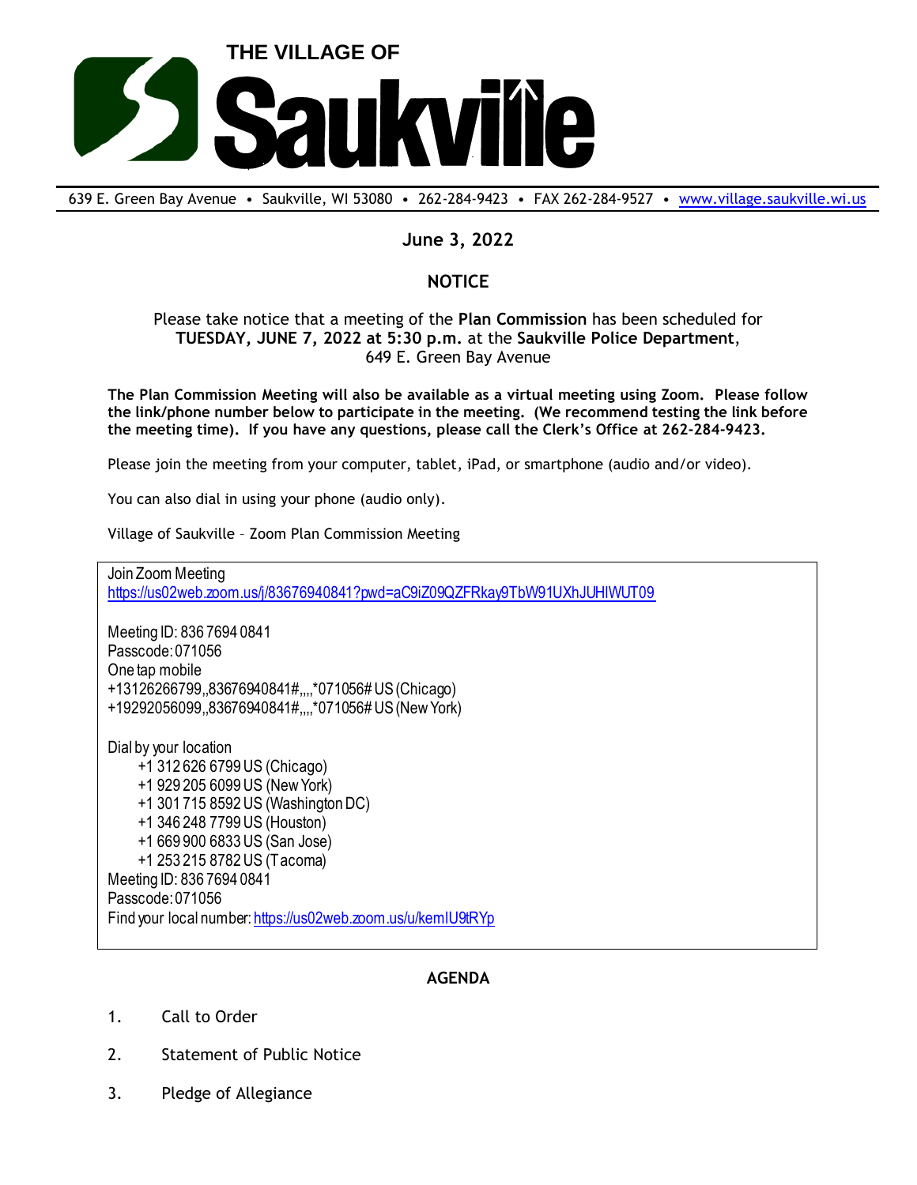# THE VILLAGE OF Saukville

639 E. Green Bay Avenue • Saukville, WI 53080 • 262-284-9423 • FAX 262-284-9527 • www.village.saukville.wi.us

**June 3, 2022**

**NOTICE**

Please take notice that a meeting of the **Plan Commission** has been scheduled for **TUESDAY, JUNE 7, 2022 at 5:30 p.m.** at the **Saukville Police Department**, 649 E. Green Bay Avenue

**The Plan Commission Meeting will also be available as a virtual meeting using Zoom. Please follow the link/phone number below to participate in the meeting. (We recommend testing the link before the meeting time). If you have any questions, please call the Clerk's Office at 262-284-9423.**

Please join the meeting from your computer, tablet, iPad, or smartphone (audio and/or video).

You can also dial in using your phone (audio only).

Village of Saukville – Zoom Plan Commission Meeting

Join Zoom Meeting
https://us02web.zoom.us/j/83676940841?pwd=aC9iZ09QZFRkay9TbW91UXhJUHlWUT09

Meeting ID: 836 7694 0841
Passcode: 071056
One tap mobile
+13126266799,,83676940841#,,,,*071056# US (Chicago)
+19292056099,,83676940841#,,,,*071056# US (New York)

Dial by your location
- +1 312 626 6799 US (Chicago)
- +1 929 205 6099 US (New York)
- +1 301 715 8592 US (Washington DC)
- +1 346 248 7799 US (Houston)
- +1 669 900 6833 US (San Jose)
- +1 253 215 8782 US (Tacoma)

Meeting ID: 836 7694 0841
Passcode: 071056
Find your local number: https://us02web.zoom.us/u/kemIU9tRYp

**AGENDA**

1. Call to Order
2. Statement of Public Notice
3. Pledge of Allegiance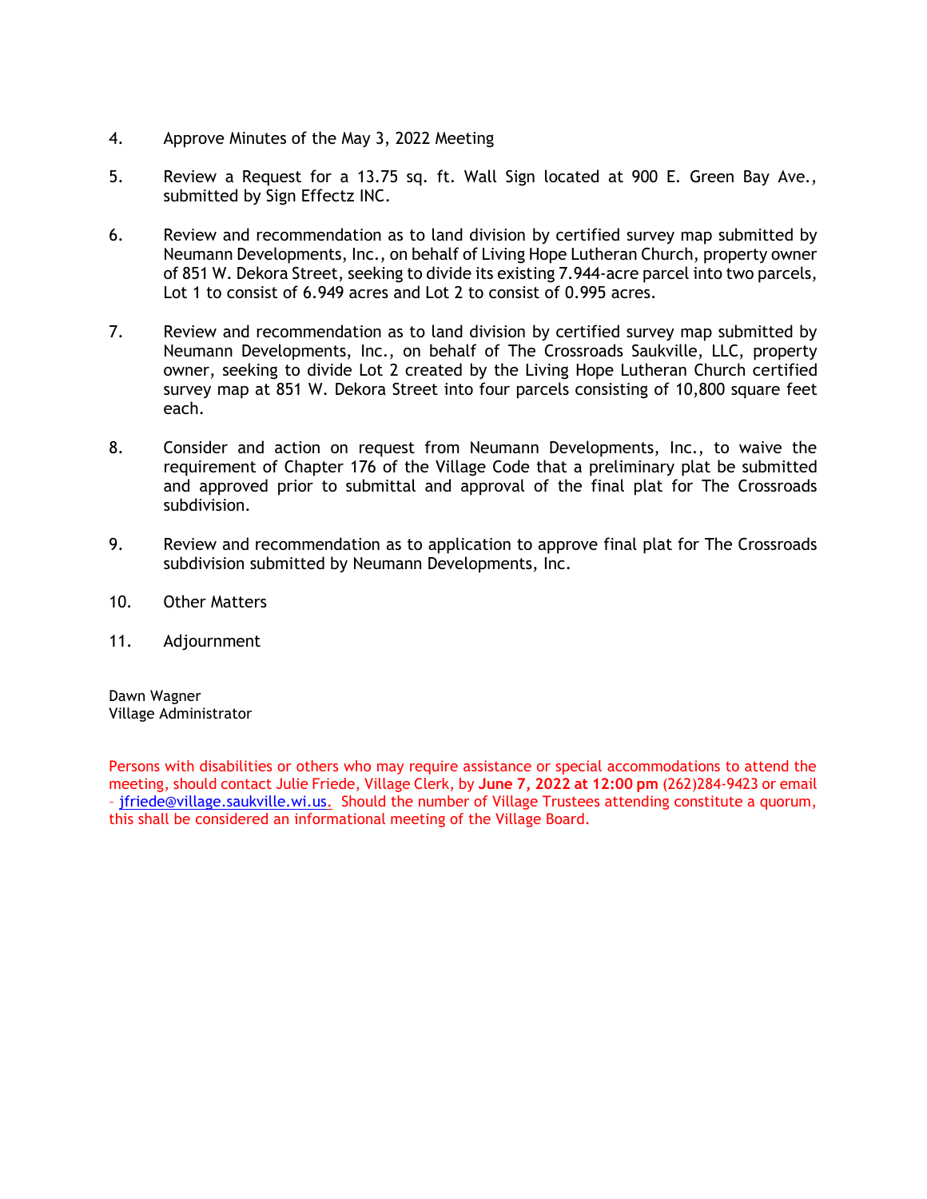4. Approve Minutes of the May 3, 2022 Meeting

5. Review a Request for a 13.75 sq. ft. Wall Sign located at 900 E. Green Bay Ave., submitted by Sign Effectz INC.

6. Review and recommendation as to land division by certified survey map submitted by Neumann Developments, Inc., on behalf of Living Hope Lutheran Church, property owner of 851 W. Dekora Street, seeking to divide its existing 7.944-acre parcel into two parcels, Lot 1 to consist of 6.949 acres and Lot 2 to consist of 0.995 acres.

7. Review and recommendation as to land division by certified survey map submitted by Neumann Developments, Inc., on behalf of The Crossroads Saukville, LLC, property owner, seeking to divide Lot 2 created by the Living Hope Lutheran Church certified survey map at 851 W. Dekora Street into four parcels consisting of 10,800 square feet each.

8. Consider and action on request from Neumann Developments, Inc., to waive the requirement of Chapter 176 of the Village Code that a preliminary plat be submitted and approved prior to submittal and approval of the final plat for The Crossroads subdivision.

9. Review and recommendation as to application to approve final plat for The Crossroads subdivision submitted by Neumann Developments, Inc.

10. Other Matters

11. Adjournment

Dawn Wagner
Village Administrator

Persons with disabilities or others who may require assistance or special accommodations to attend the meeting, should contact Julie Friede, Village Clerk, by **June 7, 2022 at 12:00 pm** (262)284-9423 or email – jfriede@village.saukville.wi.us. Should the number of Village Trustees attending constitute a quorum, this shall be considered an informational meeting of the Village Board.